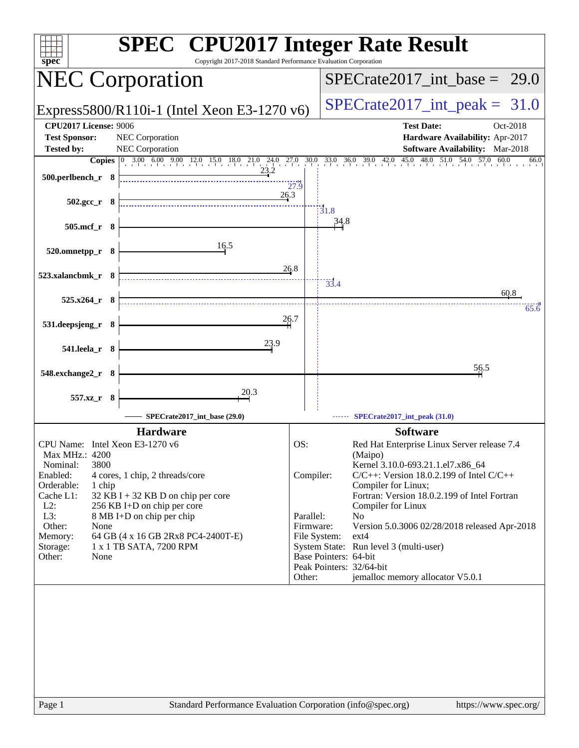# SPEC CPU2017 Integer Rate Result

Copyright 2017-2018 Standard Performance Evaluation Corporation

## NEC Corporation

Express5800/R110i-1 (Intel Xeon E3-1270 v6)

SPECrate2017_int_base = 29.0

SPECrate2017_int_peak = 31.0

| | | | |
|---|---|---|---|
| **CPU2017 License:** | 9006 | **Test Date:** | Oct-2018 |
| **Test Sponsor:** | NEC Corporation | **Hardware Availability:** | Apr-2017 |
| **Tested by:** | NEC Corporation | **Software Availability:** | Mar-2018 |

| Benchmark | Copies | Base | Peak |
|---|---|---|---|
| 500.perlbench_r | 8 | 23.2 | 27.9 |
| 502.gcc_r | 8 | 26.3 | 31.8 |
| 505.mcf_r | 8 | 34.8 | |
| 520.omnetpp_r | 8 | 16.5 | |
| 523.xalancbmk_r | 8 | 26.8 | 33.4 |
| 525.x264_r | 8 | 60.8 | 65.6 |
| 531.deepsjeng_r | 8 | 26.7 | |
| 541.leela_r | 8 | 23.9 | |
| 548.exchange2_r | 8 | 56.5 | |
| 557.xz_r | 8 | 20.3 | |

SPECrate2017_int_base (29.0) — SPECrate2017_int_peak (31.0)

### Hardware

| | |
|---|---|
| CPU Name: | Intel Xeon E3-1270 v6 |
| Max MHz.: | 4200 |
| Nominal: | 3800 |
| Enabled: | 4 cores, 1 chip, 2 threads/core |
| Orderable: | 1 chip |
| Cache L1: | 32 KB I + 32 KB D on chip per core |
| L2: | 256 KB I+D on chip per core |
| L3: | 8 MB I+D on chip per chip |
| Other: | None |
| Memory: | 64 GB (4 x 16 GB 2Rx8 PC4-2400T-E) |
| Storage: | 1 x 1 TB SATA, 7200 RPM |
| Other: | None |

### Software

| | |
|---|---|
| OS: | Red Hat Enterprise Linux Server release 7.4 (Maipo) Kernel 3.10.0-693.21.1.el7.x86_64 |
| Compiler: | C/C++: Version 18.0.2.199 of Intel C/C++ Compiler for Linux; Fortran: Version 18.0.2.199 of Intel Fortran Compiler for Linux |
| Parallel: | No |
| Firmware: | Version 5.0.3006 02/28/2018 released Apr-2018 |
| File System: | ext4 |
| System State: | Run level 3 (multi-user) |
| Base Pointers: | 64-bit |
| Peak Pointers: | 32/64-bit |
| Other: | jemalloc memory allocator V5.0.1 |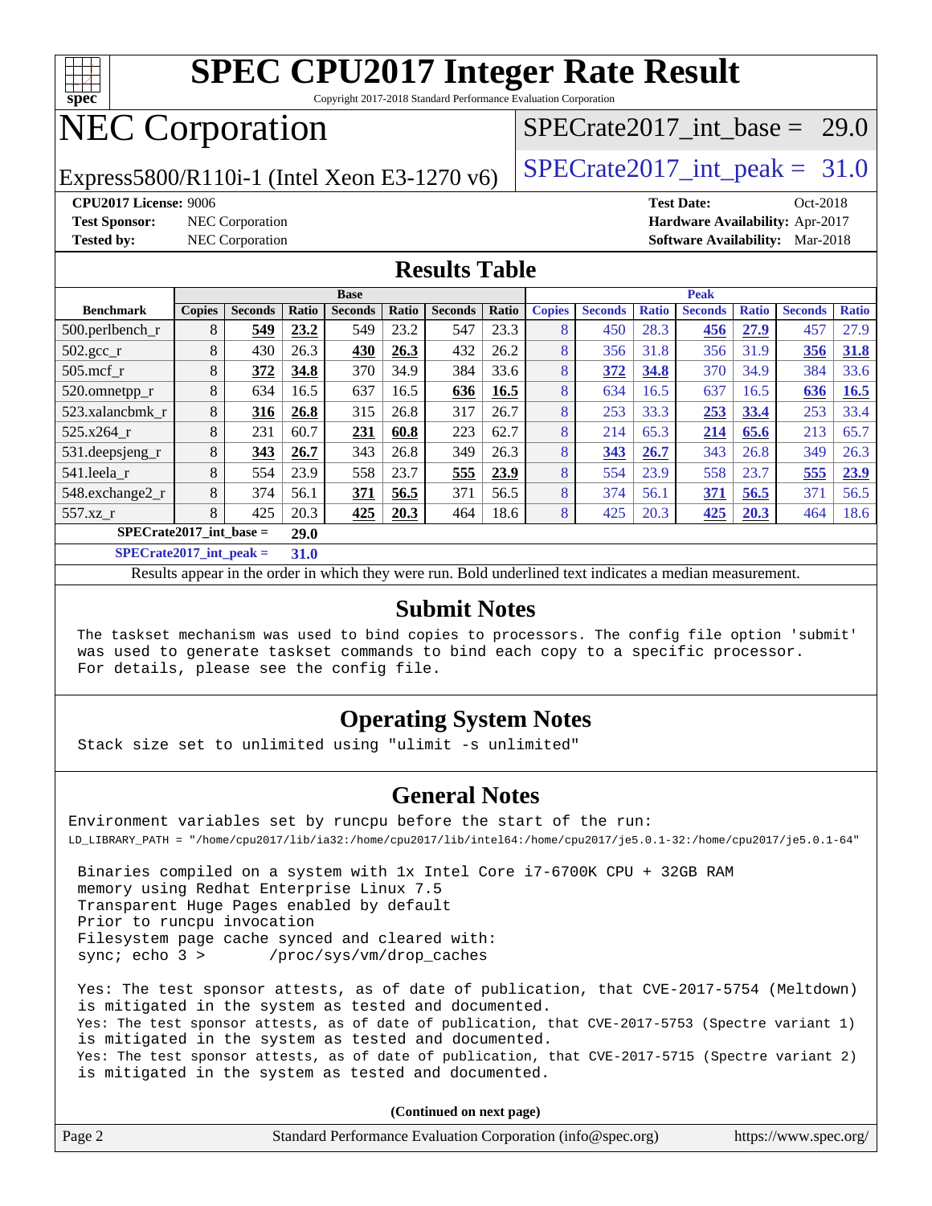# SPEC CPU2017 Integer Rate Result

Copyright 2017-2018 Standard Performance Evaluation Corporation

## NEC Corporation

Express5800/R110i-1 (Intel Xeon E3-1270 v6)

SPECrate2017_int_base = 29.0

SPECrate2017_int_peak = 31.0

**CPU2017 License:** 9006
**Test Sponsor:** NEC Corporation
**Tested by:** NEC Corporation
**Test Date:** Oct-2018
**Hardware Availability:** Apr-2017
**Software Availability:** Mar-2018

## Results Table

| | Base | | | | | | | Peak | | | | | | |
|---|---|---|---|---|---|---|---|---|---|---|---|---|---|---|
| **Benchmark** | **Copies** | **Seconds** | **Ratio** | **Seconds** | **Ratio** | **Seconds** | **Ratio** | **Copies** | **Seconds** | **Ratio** | **Seconds** | **Ratio** | **Seconds** | **Ratio** |
| 500.perlbench_r | 8 | **549** | **23.2** | 549 | 23.2 | 547 | 23.3 | 8 | 450 | 28.3 | **456** | **27.9** | 457 | 27.9 |
| 502.gcc_r | 8 | 430 | 26.3 | **430** | **26.3** | 432 | 26.2 | 8 | 356 | 31.8 | 356 | 31.9 | **356** | **31.8** |
| 505.mcf_r | 8 | **372** | **34.8** | 370 | 34.9 | 384 | 33.6 | 8 | **372** | **34.8** | 370 | 34.9 | 384 | 33.6 |
| 520.omnetpp_r | 8 | 634 | 16.5 | 637 | 16.5 | **636** | **16.5** | 8 | 634 | 16.5 | 637 | 16.5 | **636** | **16.5** |
| 523.xalancbmk_r | 8 | **316** | **26.8** | 315 | 26.8 | 317 | 26.7 | 8 | 253 | 33.3 | **253** | **33.4** | 253 | 33.4 |
| 525.x264_r | 8 | 231 | 60.7 | **231** | **60.8** | 223 | 62.7 | 8 | 214 | 65.3 | **214** | **65.6** | 213 | 65.7 |
| 531.deepsjeng_r | 8 | **343** | **26.7** | 343 | 26.8 | 349 | 26.3 | 8 | **343** | **26.7** | 343 | 26.8 | 349 | 26.3 |
| 541.leela_r | 8 | 554 | 23.9 | 558 | 23.7 | **555** | **23.9** | 8 | 554 | 23.9 | 558 | 23.7 | **555** | **23.9** |
| 548.exchange2_r | 8 | 374 | 56.1 | **371** | **56.5** | 371 | 56.5 | 8 | 374 | 56.1 | **371** | **56.5** | 371 | 56.5 |
| 557.xz_r | 8 | 425 | 20.3 | **425** | **20.3** | 464 | 18.6 | 8 | 425 | 20.3 | **425** | **20.3** | 464 | 18.6 |

**SPECrate2017_int_base = 29.0**

**SPECrate2017_int_peak = 31.0**

Results appear in the order in which they were run. Bold underlined text indicates a median measurement.

## Submit Notes

```
The taskset mechanism was used to bind copies to processors. The config file option 'submit'
was used to generate taskset commands to bind each copy to a specific processor.
For details, please see the config file.
```

## Operating System Notes

```
Stack size set to unlimited using "ulimit -s unlimited"
```

## General Notes

```
Environment variables set by runcpu before the start of the run:
LD_LIBRARY_PATH = "/home/cpu2017/lib/ia32:/home/cpu2017/lib/intel64:/home/cpu2017/je5.0.1-32:/home/cpu2017/je5.0.1-64"

Binaries compiled on a system with 1x Intel Core i7-6700K CPU + 32GB RAM
memory using Redhat Enterprise Linux 7.5
Transparent Huge Pages enabled by default
Prior to runcpu invocation
Filesystem page cache synced and cleared with:
sync; echo 3 >       /proc/sys/vm/drop_caches

Yes: The test sponsor attests, as of date of publication, that CVE-2017-5754 (Meltdown)
is mitigated in the system as tested and documented.
Yes: The test sponsor attests, as of date of publication, that CVE-2017-5753 (Spectre variant 1)
is mitigated in the system as tested and documented.
Yes: The test sponsor attests, as of date of publication, that CVE-2017-5715 (Spectre variant 2)
is mitigated in the system as tested and documented.
```

**(Continued on next page)**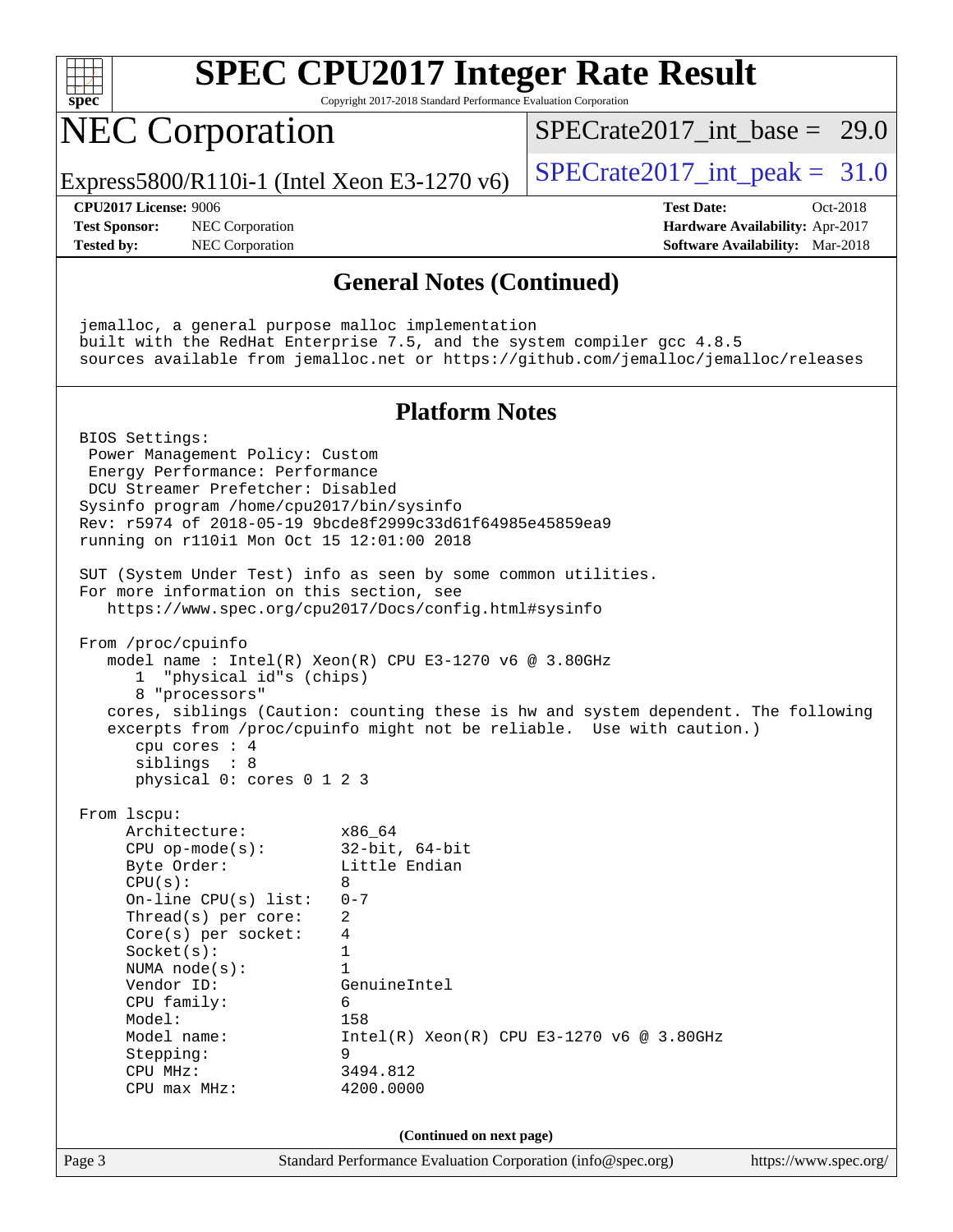# SPEC CPU2017 Integer Rate Result

Copyright 2017-2018 Standard Performance Evaluation Corporation

# NEC Corporation

Express5800/R110i-1 (Intel Xeon E3-1270 v6)

SPECrate2017_int_base = 29.0

SPECrate2017_int_peak = 31.0

**CPU2017 License:** 9006
**Test Sponsor:** NEC Corporation
**Tested by:** NEC Corporation

**Test Date:** Oct-2018
**Hardware Availability:** Apr-2017
**Software Availability:** Mar-2018

## General Notes (Continued)

```
jemalloc, a general purpose malloc implementation
built with the RedHat Enterprise 7.5, and the system compiler gcc 4.8.5
sources available from jemalloc.net or https://github.com/jemalloc/jemalloc/releases
```

## Platform Notes

```
BIOS Settings:
 Power Management Policy: Custom
 Energy Performance: Performance
 DCU Streamer Prefetcher: Disabled
Sysinfo program /home/cpu2017/bin/sysinfo
Rev: r5974 of 2018-05-19 9bcde8f2999c33d61f64985e45859ea9
running on r110i1 Mon Oct 15 12:01:00 2018

SUT (System Under Test) info as seen by some common utilities.
For more information on this section, see
   https://www.spec.org/cpu2017/Docs/config.html#sysinfo

From /proc/cpuinfo
   model name : Intel(R) Xeon(R) CPU E3-1270 v6 @ 3.80GHz
      1  "physical id"s (chips)
      8 "processors"
   cores, siblings (Caution: counting these is hw and system dependent. The following
   excerpts from /proc/cpuinfo might not be reliable.  Use with caution.)
      cpu cores : 4
      siblings  : 8
      physical 0: cores 0 1 2 3

From lscpu:
     Architecture:          x86_64
     CPU op-mode(s):        32-bit, 64-bit
     Byte Order:            Little Endian
     CPU(s):                8
     On-line CPU(s) list:   0-7
     Thread(s) per core:    2
     Core(s) per socket:    4
     Socket(s):             1
     NUMA node(s):          1
     Vendor ID:             GenuineIntel
     CPU family:            6
     Model:                 158
     Model name:            Intel(R) Xeon(R) CPU E3-1270 v6 @ 3.80GHz
     Stepping:              9
     CPU MHz:               3494.812
     CPU max MHz:           4200.0000
```

(Continued on next page)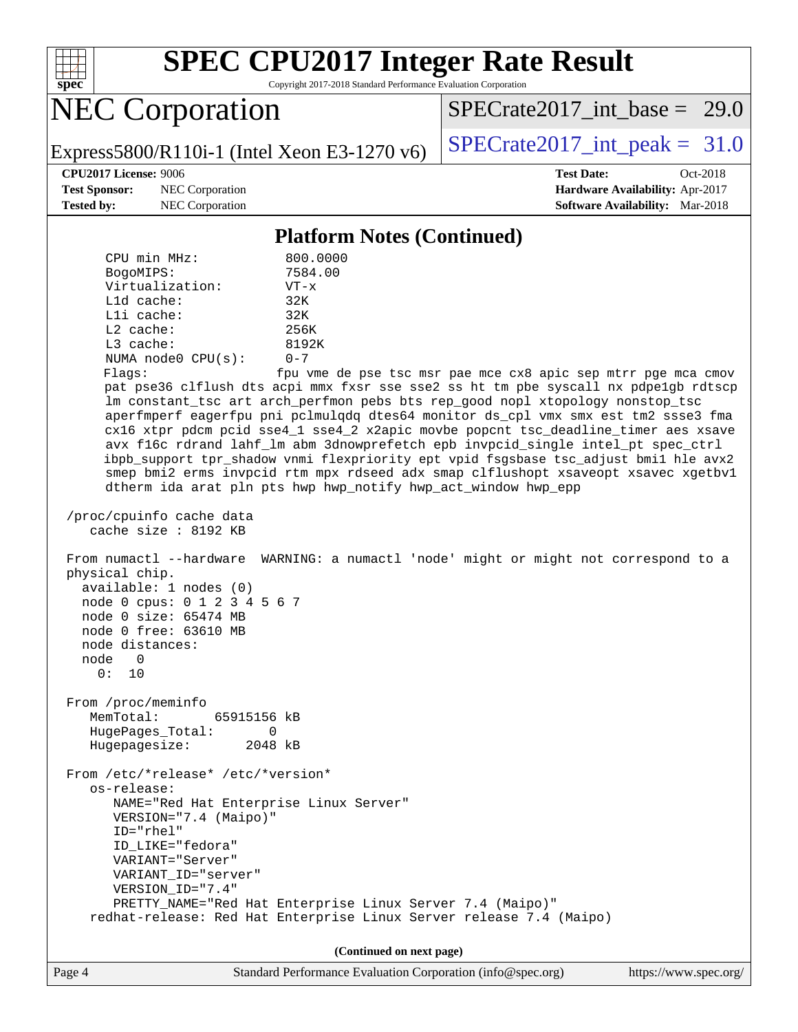## Platform Notes (Continued)

```
      CPU min MHz:             800.0000
      BogoMIPS:                7584.00
      Virtualization:          VT-x
      L1d cache:               32K
      L1i cache:               32K
      L2 cache:                256K
      L3 cache:                8192K
      NUMA node0 CPU(s):       0-7
      Flags:                   fpu vme de pse tsc msr pae mce cx8 apic sep mtrr pge mca cmov
      pat pse36 clflush dts acpi mmx fxsr sse sse2 ss ht tm pbe syscall nx pdpe1gb rdtscp
      lm constant_tsc art arch_perfmon pebs bts rep_good nopl xtopology nonstop_tsc
      aperfmperf eagerfpu pni pclmulqdq dtes64 monitor ds_cpl vmx smx est tm2 ssse3 fma
      cx16 xtpr pdcm pcid sse4_1 sse4_2 x2apic movbe popcnt tsc_deadline_timer aes xsave
      avx f16c rdrand lahf_lm abm 3dnowprefetch epb invpcid_single intel_pt spec_ctrl
      ibpb_support tpr_shadow vnmi flexpriority ept vpid fsgsbase tsc_adjust bmi1 hle avx2
      smep bmi2 erms invpcid rtm mpx rdseed adx smap clflushopt xsaveopt xsavec xgetbv1
      dtherm ida arat pln pts hwp hwp_notify hwp_act_window hwp_epp

 /proc/cpuinfo cache data
    cache size : 8192 KB

 From numactl --hardware  WARNING: a numactl 'node' might or might not correspond to a
 physical chip.
   available: 1 nodes (0)
   node 0 cpus: 0 1 2 3 4 5 6 7
   node 0 size: 65474 MB
   node 0 free: 63610 MB
   node distances:
   node   0
     0:  10

 From /proc/meminfo
    MemTotal:       65915156 kB
    HugePages_Total:       0
    Hugepagesize:       2048 kB

 From /etc/*release* /etc/*version*
    os-release:
       NAME="Red Hat Enterprise Linux Server"
       VERSION="7.4 (Maipo)"
       ID="rhel"
       ID_LIKE="fedora"
       VARIANT="Server"
       VARIANT_ID="server"
       VERSION_ID="7.4"
       PRETTY_NAME="Red Hat Enterprise Linux Server 7.4 (Maipo)"
    redhat-release: Red Hat Enterprise Linux Server release 7.4 (Maipo)
```

(Continued on next page)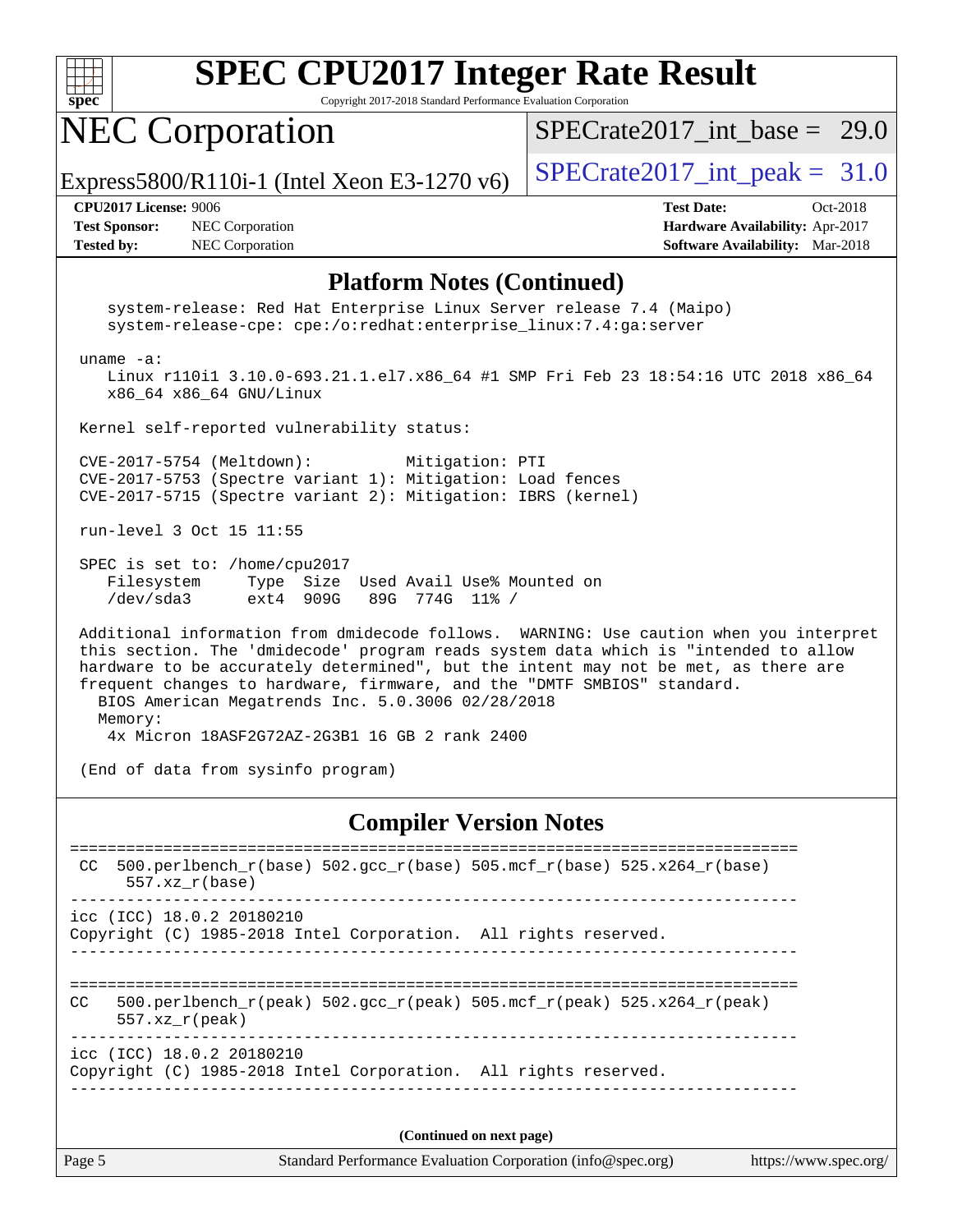## Platform Notes (Continued)

```
    system-release: Red Hat Enterprise Linux Server release 7.4 (Maipo)
    system-release-cpe: cpe:/o:redhat:enterprise_linux:7.4:ga:server

 uname -a:
    Linux r110i1 3.10.0-693.21.1.el7.x86_64 #1 SMP Fri Feb 23 18:54:16 UTC 2018 x86_64
    x86_64 x86_64 GNU/Linux

 Kernel self-reported vulnerability status:

 CVE-2017-5754 (Meltdown):          Mitigation: PTI
 CVE-2017-5753 (Spectre variant 1): Mitigation: Load fences
 CVE-2017-5715 (Spectre variant 2): Mitigation: IBRS (kernel)

 run-level 3 Oct 15 11:55

 SPEC is set to: /home/cpu2017
    Filesystem     Type  Size  Used Avail Use% Mounted on
    /dev/sda3      ext4  909G   89G  774G  11% /

 Additional information from dmidecode follows.  WARNING: Use caution when you interpret
 this section. The 'dmidecode' program reads system data which is "intended to allow
 hardware to be accurately determined", but the intent may not be met, as there are
 frequent changes to hardware, firmware, and the "DMTF SMBIOS" standard.
   BIOS American Megatrends Inc. 5.0.3006 02/28/2018
   Memory:
    4x Micron 18ASF2G72AZ-2G3B1 16 GB 2 rank 2400

 (End of data from sysinfo program)
```

## Compiler Version Notes

```
==============================================================================
 CC  500.perlbench_r(base) 502.gcc_r(base) 505.mcf_r(base) 525.x264_r(base)
      557.xz_r(base)
------------------------------------------------------------------------------
icc (ICC) 18.0.2 20180210
Copyright (C) 1985-2018 Intel Corporation.  All rights reserved.
------------------------------------------------------------------------------

==============================================================================
CC   500.perlbench_r(peak) 502.gcc_r(peak) 505.mcf_r(peak) 525.x264_r(peak)
      557.xz_r(peak)
------------------------------------------------------------------------------
icc (ICC) 18.0.2 20180210
Copyright (C) 1985-2018 Intel Corporation.  All rights reserved.
------------------------------------------------------------------------------
```

**(Continued on next page)**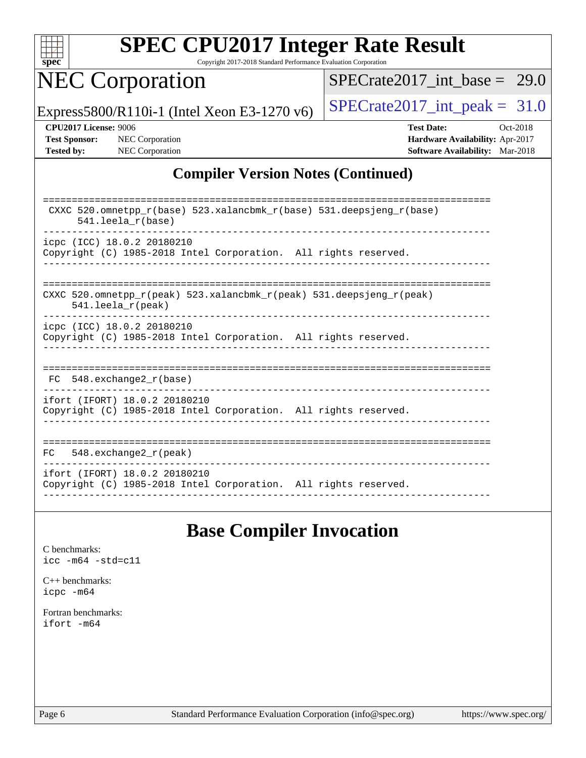## Compiler Version Notes (Continued)

```
==============================================================================
 CXXC 520.omnetpp_r(base) 523.xalancbmk_r(base) 531.deepsjeng_r(base)
      541.leela_r(base)
------------------------------------------------------------------------------
icpc (ICC) 18.0.2 20180210
Copyright (C) 1985-2018 Intel Corporation.  All rights reserved.
------------------------------------------------------------------------------

==============================================================================
CXXC 520.omnetpp_r(peak) 523.xalancbmk_r(peak) 531.deepsjeng_r(peak)
     541.leela_r(peak)
------------------------------------------------------------------------------
icpc (ICC) 18.0.2 20180210
Copyright (C) 1985-2018 Intel Corporation.  All rights reserved.
------------------------------------------------------------------------------

==============================================================================
 FC  548.exchange2_r(base)
------------------------------------------------------------------------------
ifort (IFORT) 18.0.2 20180210
Copyright (C) 1985-2018 Intel Corporation.  All rights reserved.
------------------------------------------------------------------------------

==============================================================================
FC   548.exchange2_r(peak)
------------------------------------------------------------------------------
ifort (IFORT) 18.0.2 20180210
Copyright (C) 1985-2018 Intel Corporation.  All rights reserved.
------------------------------------------------------------------------------
```

## Base Compiler Invocation

C benchmarks:
icc -m64 -std=c11

C++ benchmarks:
icpc -m64

Fortran benchmarks:
ifort -m64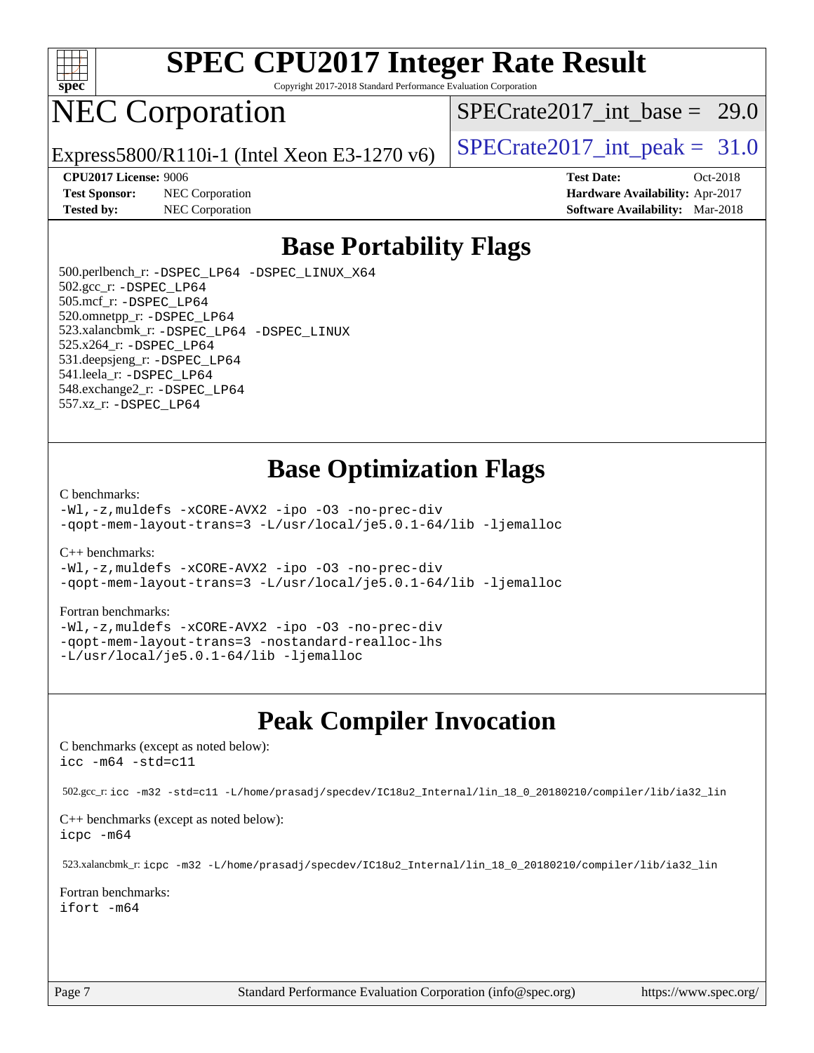# SPEC CPU2017 Integer Rate Result

Copyright 2017-2018 Standard Performance Evaluation Corporation

# NEC Corporation

Express5800/R110i-1 (Intel Xeon E3-1270 v6)

SPECrate2017_int_base = 29.0

SPECrate2017_int_peak = 31.0

**CPU2017 License:** 9006
**Test Sponsor:** NEC Corporation
**Tested by:** NEC Corporation

**Test Date:** Oct-2018
**Hardware Availability:** Apr-2017
**Software Availability:** Mar-2018

## Base Portability Flags

500.perlbench_r: `-DSPEC_LP64 -DSPEC_LINUX_X64`
502.gcc_r: `-DSPEC_LP64`
505.mcf_r: `-DSPEC_LP64`
520.omnetpp_r: `-DSPEC_LP64`
523.xalancbmk_r: `-DSPEC_LP64 -DSPEC_LINUX`
525.x264_r: `-DSPEC_LP64`
531.deepsjeng_r: `-DSPEC_LP64`
541.leela_r: `-DSPEC_LP64`
548.exchange2_r: `-DSPEC_LP64`
557.xz_r: `-DSPEC_LP64`

## Base Optimization Flags

C benchmarks:

```
-Wl,-z,muldefs -xCORE-AVX2 -ipo -O3 -no-prec-div
-qopt-mem-layout-trans=3 -L/usr/local/je5.0.1-64/lib -ljemalloc
```

C++ benchmarks:

```
-Wl,-z,muldefs -xCORE-AVX2 -ipo -O3 -no-prec-div
-qopt-mem-layout-trans=3 -L/usr/local/je5.0.1-64/lib -ljemalloc
```

Fortran benchmarks:

```
-Wl,-z,muldefs -xCORE-AVX2 -ipo -O3 -no-prec-div
-qopt-mem-layout-trans=3 -nostandard-realloc-lhs
-L/usr/local/je5.0.1-64/lib -ljemalloc
```

## Peak Compiler Invocation

C benchmarks (except as noted below):

```
icc -m64 -std=c11
```

502.gcc_r: `icc -m32 -std=c11 -L/home/prasadj/specdev/IC18u2_Internal/lin_18_0_20180210/compiler/lib/ia32_lin`

C++ benchmarks (except as noted below):

```
icpc -m64
```

523.xalancbmk_r: `icpc -m32 -L/home/prasadj/specdev/IC18u2_Internal/lin_18_0_20180210/compiler/lib/ia32_lin`

Fortran benchmarks:

```
ifort -m64
```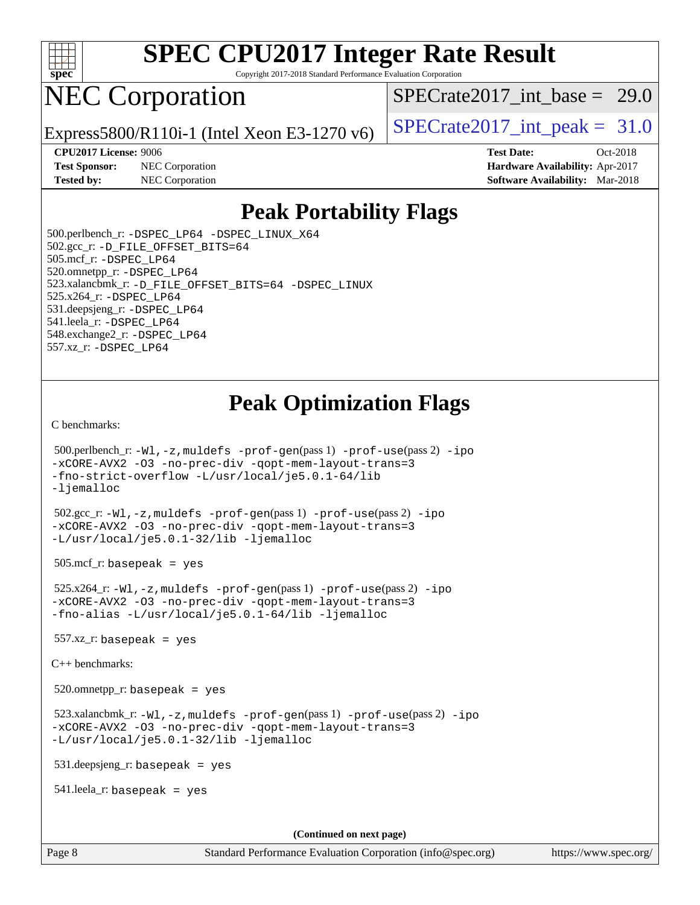# SPEC CPU2017 Integer Rate Result

Copyright 2017-2018 Standard Performance Evaluation Corporation

# NEC Corporation

Express5800/R110i-1 (Intel Xeon E3-1270 v6)

SPECrate2017_int_base = 29.0

SPECrate2017_int_peak = 31.0

**CPU2017 License:** 9006
**Test Sponsor:** NEC Corporation
**Tested by:** NEC Corporation

**Test Date:** Oct-2018
**Hardware Availability:** Apr-2017
**Software Availability:** Mar-2018

## Peak Portability Flags

500.perlbench_r: -DSPEC_LP64 -DSPEC_LINUX_X64
502.gcc_r: -D_FILE_OFFSET_BITS=64
505.mcf_r: -DSPEC_LP64
520.omnetpp_r: -DSPEC_LP64
523.xalancbmk_r: -D_FILE_OFFSET_BITS=64 -DSPEC_LINUX
525.x264_r: -DSPEC_LP64
531.deepsjeng_r: -DSPEC_LP64
541.leela_r: -DSPEC_LP64
548.exchange2_r: -DSPEC_LP64
557.xz_r: -DSPEC_LP64

## Peak Optimization Flags

C benchmarks:

500.perlbench_r: -Wl,-z,muldefs -prof-gen(pass 1) -prof-use(pass 2) -ipo -xCORE-AVX2 -O3 -no-prec-div -qopt-mem-layout-trans=3 -fno-strict-overflow -L/usr/local/je5.0.1-64/lib -ljemalloc

502.gcc_r: -Wl,-z,muldefs -prof-gen(pass 1) -prof-use(pass 2) -ipo -xCORE-AVX2 -O3 -no-prec-div -qopt-mem-layout-trans=3 -L/usr/local/je5.0.1-32/lib -ljemalloc

505.mcf_r: basepeak = yes

525.x264_r: -Wl,-z,muldefs -prof-gen(pass 1) -prof-use(pass 2) -ipo -xCORE-AVX2 -O3 -no-prec-div -qopt-mem-layout-trans=3 -fno-alias -L/usr/local/je5.0.1-64/lib -ljemalloc

557.xz_r: basepeak = yes

C++ benchmarks:

520.omnetpp_r: basepeak = yes

523.xalancbmk_r: -Wl,-z,muldefs -prof-gen(pass 1) -prof-use(pass 2) -ipo -xCORE-AVX2 -O3 -no-prec-div -qopt-mem-layout-trans=3 -L/usr/local/je5.0.1-32/lib -ljemalloc

531.deepsjeng_r: basepeak = yes

541.leela_r: basepeak = yes

**(Continued on next page)**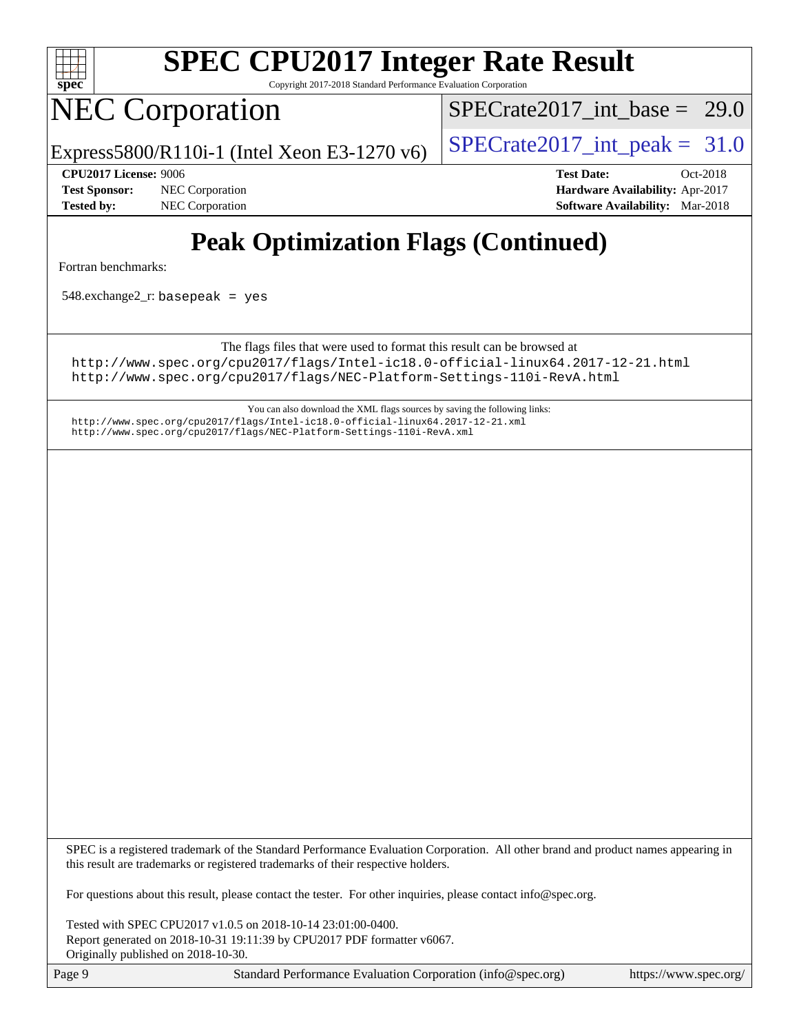# Peak Optimization Flags (Continued)

Fortran benchmarks:

548.exchange2_r: basepeak = yes

The flags files that were used to format this result can be browsed at
http://www.spec.org/cpu2017/flags/Intel-ic18.0-official-linux64.2017-12-21.html
http://www.spec.org/cpu2017/flags/NEC-Platform-Settings-110i-RevA.html

You can also download the XML flags sources by saving the following links:
http://www.spec.org/cpu2017/flags/Intel-ic18.0-official-linux64.2017-12-21.xml
http://www.spec.org/cpu2017/flags/NEC-Platform-Settings-110i-RevA.xml

SPEC is a registered trademark of the Standard Performance Evaluation Corporation. All other brand and product names appearing in this result are trademarks or registered trademarks of their respective holders.

For questions about this result, please contact the tester. For other inquiries, please contact info@spec.org.

Tested with SPEC CPU2017 v1.0.5 on 2018-10-14 23:01:00-0400.
Report generated on 2018-10-31 19:11:39 by CPU2017 PDF formatter v6067.
Originally published on 2018-10-30.